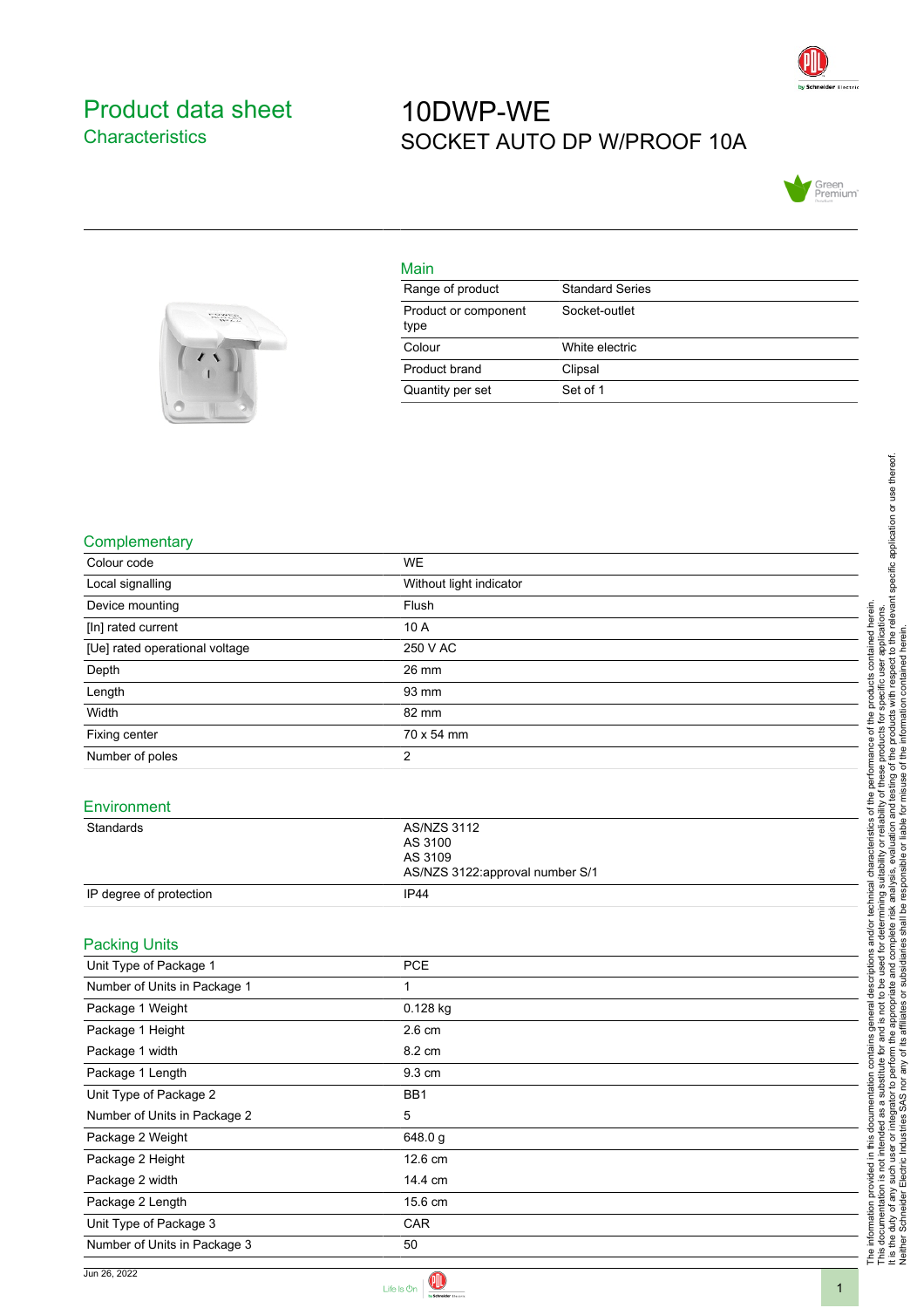# Product data sheet
## Characteristics

# 10DWP-WE
## SOCKET AUTO DP W/PROOF 10A

### Main

| | |
|---|---|
| Range of product | Standard Series |
| Product or component type | Socket-outlet |
| Colour | White electric |
| Product brand | Clipsal |
| Quantity per set | Set of 1 |

### Complementary

| | |
|---|---|
| Colour code | WE |
| Local signalling | Without light indicator |
| Device mounting | Flush |
| [In] rated current | 10 A |
| [Ue] rated operational voltage | 250 V AC |
| Depth | 26 mm |
| Length | 93 mm |
| Width | 82 mm |
| Fixing center | 70 x 54 mm |
| Number of poles | 2 |

### Environment

| | |
|---|---|
| Standards | AS/NZS 3112<br>AS 3100<br>AS 3109<br>AS/NZS 3122:approval number S/1 |
| IP degree of protection | IP44 |

### Packing Units

| | |
|---|---|
| Unit Type of Package 1 | PCE |
| Number of Units in Package 1 | 1 |
| Package 1 Weight | 0.128 kg |
| Package 1 Height | 2.6 cm |
| Package 1 width | 8.2 cm |
| Package 1 Length | 9.3 cm |
| Unit Type of Package 2 | BB1 |
| Number of Units in Package 2 | 5 |
| Package 2 Weight | 648.0 g |
| Package 2 Height | 12.6 cm |
| Package 2 width | 14.4 cm |
| Package 2 Length | 15.6 cm |
| Unit Type of Package 3 | CAR |
| Number of Units in Package 3 | 50 |

The information provided in this documentation contains general descriptions and/or technical characteristics of the performance of the products contained herein. This documentation is not intended as a substitute for and is not to be used for determining suitability or reliability of these products for specific user applications. It is the duty of any such user or integrator to perform the appropriate and complete risk analysis, evaluation and testing of the products with respect to the relevant specific application or use thereof. Neither Schneider Electric Industries SAS nor any of its affiliates or subsidiaries shall be responsible or liable for misuse of the information contained herein.

Jun 26, 2022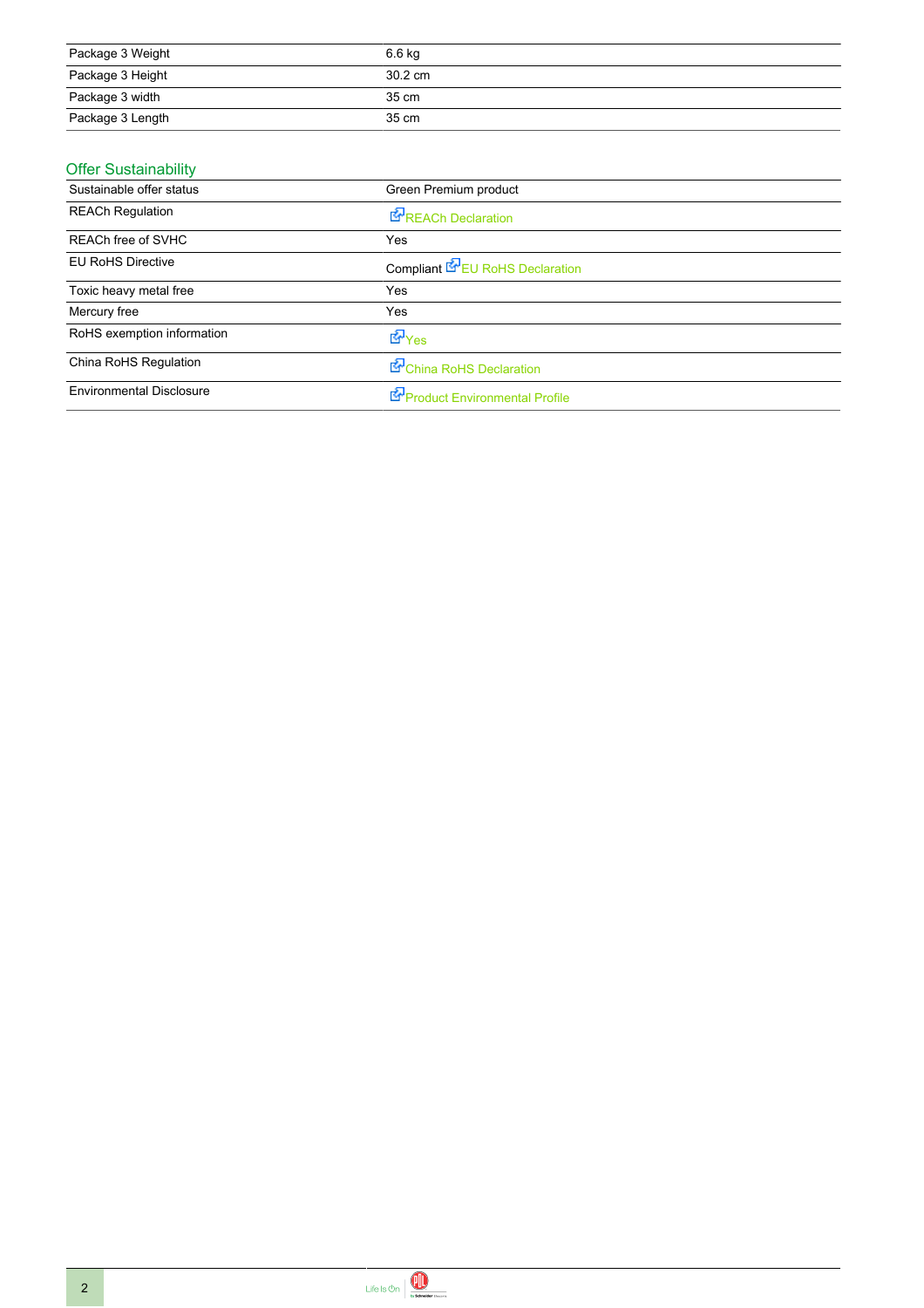| | |
|---|---|
| Package 3 Weight | 6.6 kg |
| Package 3 Height | 30.2 cm |
| Package 3 width | 35 cm |
| Package 3 Length | 35 cm |

## Offer Sustainability

| | |
|---|---|
| Sustainable offer status | Green Premium product |
| REACh Regulation | REACh Declaration |
| REACh free of SVHC | Yes |
| EU RoHS Directive | Compliant EU RoHS Declaration |
| Toxic heavy metal free | Yes |
| Mercury free | Yes |
| RoHS exemption information | Yes |
| China RoHS Regulation | China RoHS Declaration |
| Environmental Disclosure | Product Environmental Profile |